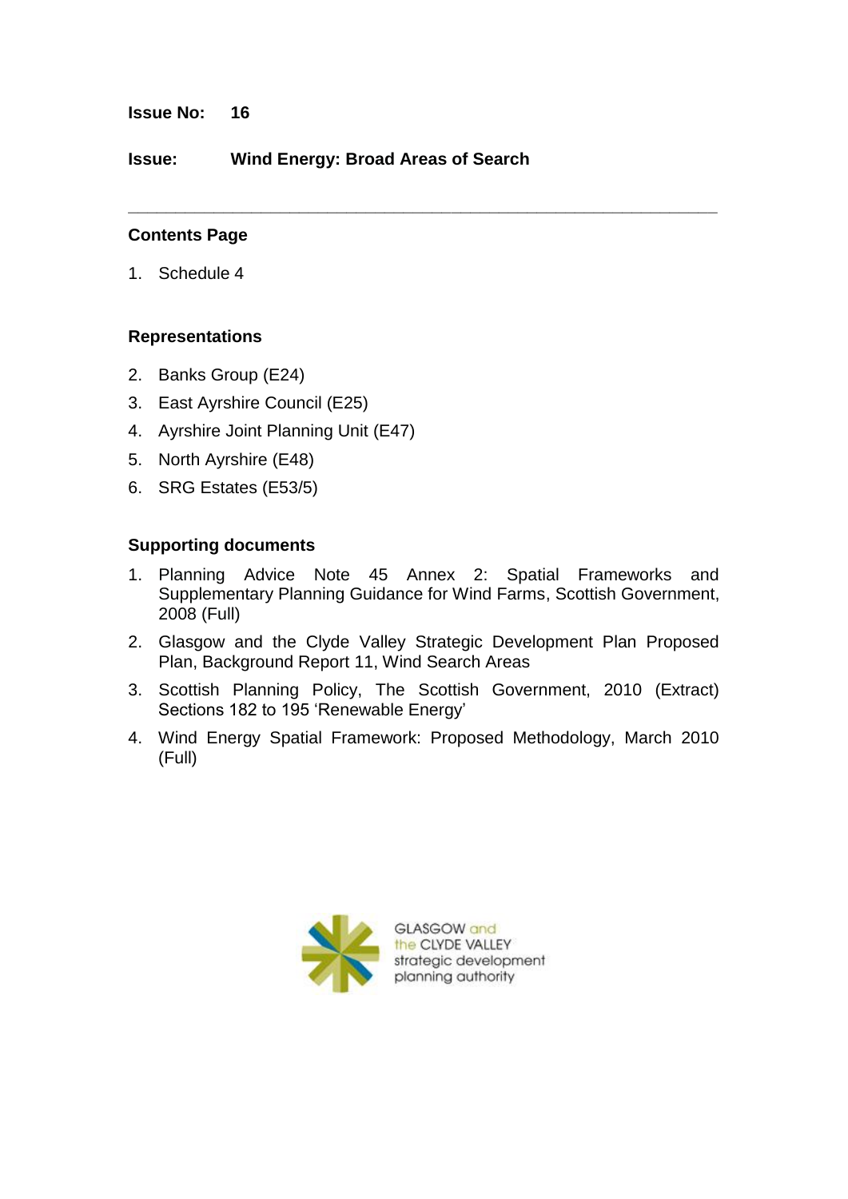**Issue No:** 16

**Issue:** **Wind Energy: Broad Areas of Search**

---

## Contents Page

1. Schedule 4

## Representations

2. Banks Group (E24)
3. East Ayrshire Council (E25)
4. Ayrshire Joint Planning Unit (E47)
5. North Ayrshire (E48)
6. SRG Estates (E53/5)

## Supporting documents

1. Planning Advice Note 45 Annex 2: Spatial Frameworks and Supplementary Planning Guidance for Wind Farms, Scottish Government, 2008 (Full)
2. Glasgow and the Clyde Valley Strategic Development Plan Proposed Plan, Background Report 11, Wind Search Areas
3. Scottish Planning Policy, The Scottish Government, 2010 (Extract) Sections 182 to 195 'Renewable Energy'
4. Wind Energy Spatial Framework: Proposed Methodology, March 2010 (Full)

GLASGOW and the CLYDE VALLEY strategic development planning authority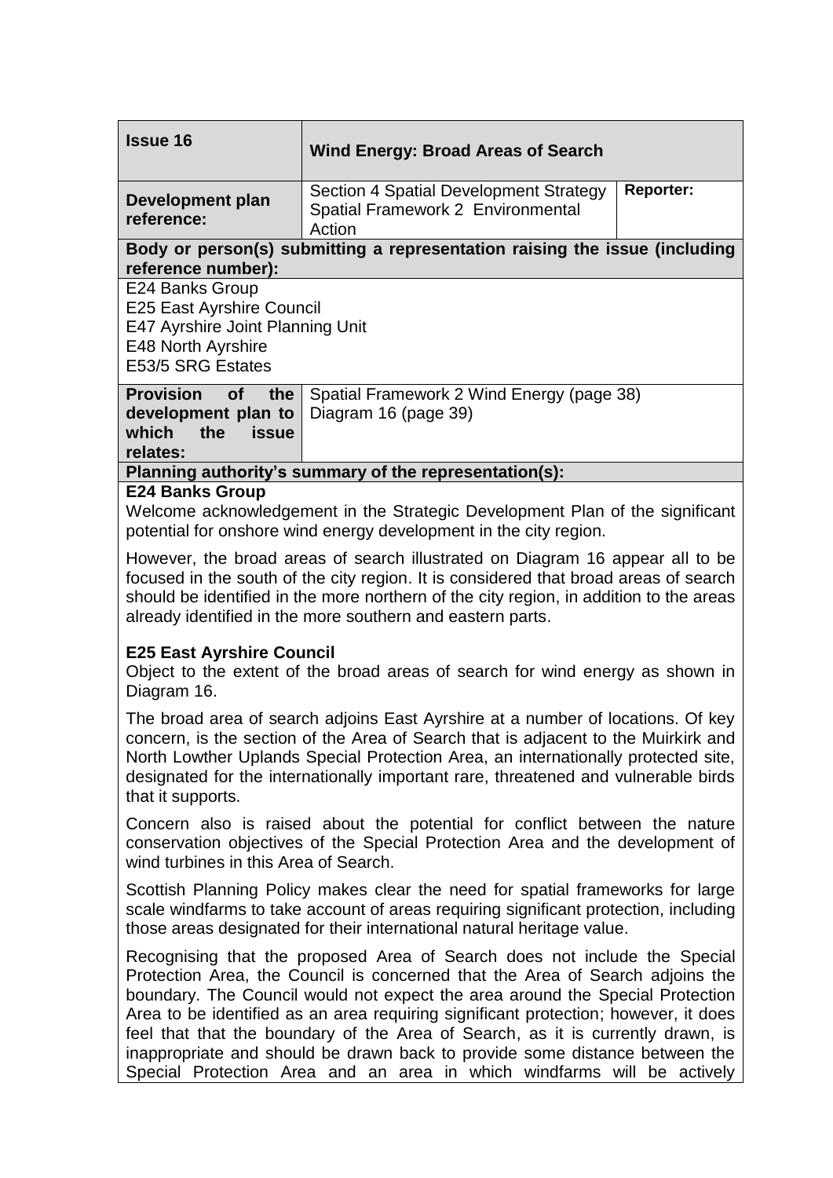| **Issue 16** | **Wind Energy: Broad Areas of Search** | |
|---|---|---|
| **Development plan reference:** | Section 4 Spatial Development Strategy Spatial Framework 2 Environmental Action | **Reporter:** |
| **Body or person(s) submitting a representation raising the issue (including reference number):** | | |
| E24 Banks Group<br>E25 East Ayrshire Council<br>E47 Ayrshire Joint Planning Unit<br>E48 North Ayrshire<br>E53/5 SRG Estates | | |
| **Provision of the development plan to which the issue relates:** | Spatial Framework 2 Wind Energy (page 38)<br>Diagram 16 (page 39) | |
| **Planning authority's summary of the representation(s):** | | |

**E24 Banks Group**

Welcome acknowledgement in the Strategic Development Plan of the significant potential for onshore wind energy development in the city region.

However, the broad areas of search illustrated on Diagram 16 appear all to be focused in the south of the city region. It is considered that broad areas of search should be identified in the more northern of the city region, in addition to the areas already identified in the more southern and eastern parts.

**E25 East Ayrshire Council**

Object to the extent of the broad areas of search for wind energy as shown in Diagram 16.

The broad area of search adjoins East Ayrshire at a number of locations. Of key concern, is the section of the Area of Search that is adjacent to the Muirkirk and North Lowther Uplands Special Protection Area, an internationally protected site, designated for the internationally important rare, threatened and vulnerable birds that it supports.

Concern also is raised about the potential for conflict between the nature conservation objectives of the Special Protection Area and the development of wind turbines in this Area of Search.

Scottish Planning Policy makes clear the need for spatial frameworks for large scale windfarms to take account of areas requiring significant protection, including those areas designated for their international natural heritage value.

Recognising that the proposed Area of Search does not include the Special Protection Area, the Council is concerned that the Area of Search adjoins the boundary. The Council would not expect the area around the Special Protection Area to be identified as an area requiring significant protection; however, it does feel that that the boundary of the Area of Search, as it is currently drawn, is inappropriate and should be drawn back to provide some distance between the Special Protection Area and an area in which windfarms will be actively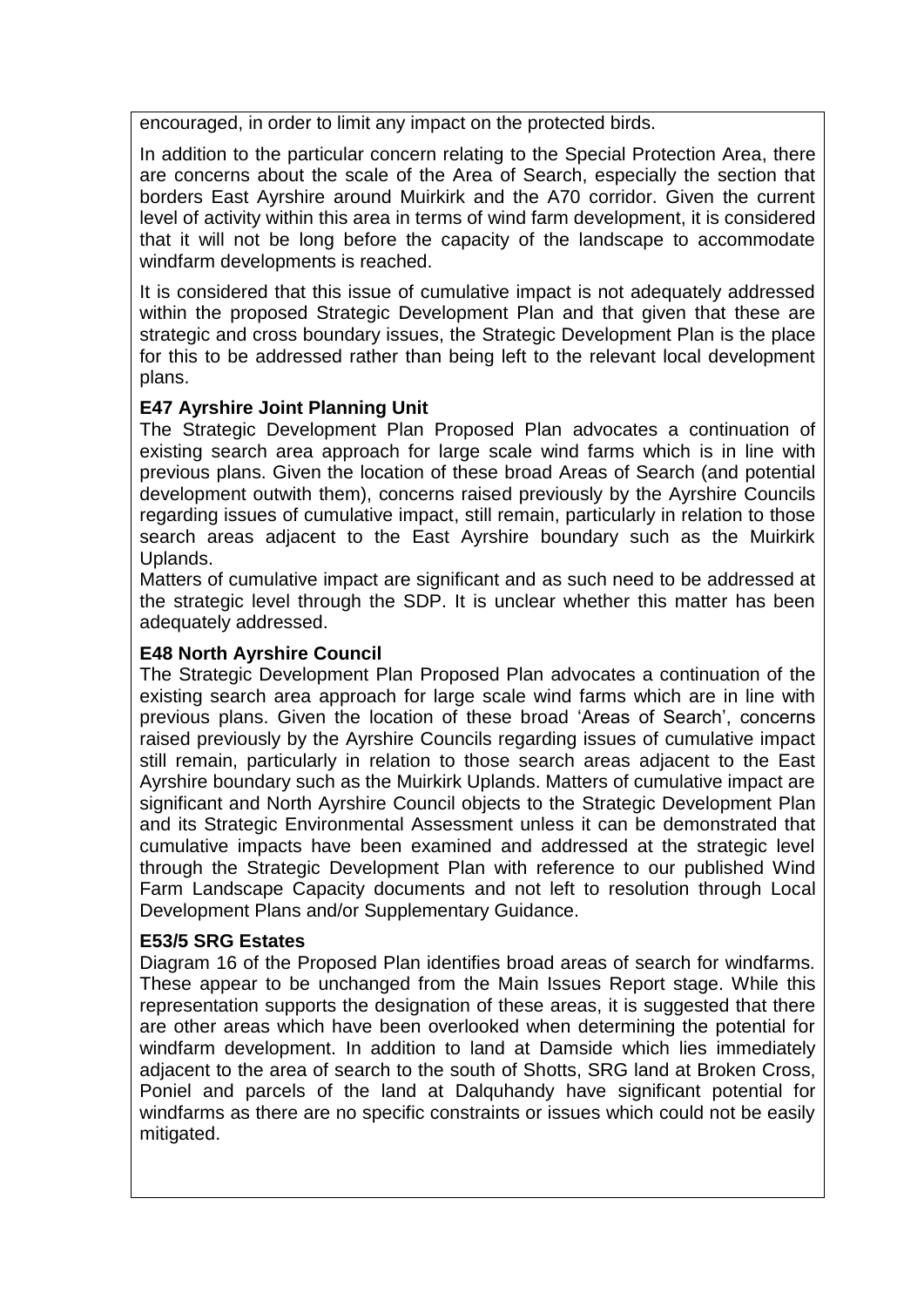encouraged, in order to limit any impact on the protected birds.

In addition to the particular concern relating to the Special Protection Area, there are concerns about the scale of the Area of Search, especially the section that borders East Ayrshire around Muirkirk and the A70 corridor. Given the current level of activity within this area in terms of wind farm development, it is considered that it will not be long before the capacity of the landscape to accommodate windfarm developments is reached.

It is considered that this issue of cumulative impact is not adequately addressed within the proposed Strategic Development Plan and that given that these are strategic and cross boundary issues, the Strategic Development Plan is the place for this to be addressed rather than being left to the relevant local development plans.

**E47 Ayrshire Joint Planning Unit**

The Strategic Development Plan Proposed Plan advocates a continuation of existing search area approach for large scale wind farms which is in line with previous plans. Given the location of these broad Areas of Search (and potential development outwith them), concerns raised previously by the Ayrshire Councils regarding issues of cumulative impact, still remain, particularly in relation to those search areas adjacent to the East Ayrshire boundary such as the Muirkirk Uplands.

Matters of cumulative impact are significant and as such need to be addressed at the strategic level through the SDP. It is unclear whether this matter has been adequately addressed.

**E48 North Ayrshire Council**

The Strategic Development Plan Proposed Plan advocates a continuation of the existing search area approach for large scale wind farms which are in line with previous plans. Given the location of these broad 'Areas of Search', concerns raised previously by the Ayrshire Councils regarding issues of cumulative impact still remain, particularly in relation to those search areas adjacent to the East Ayrshire boundary such as the Muirkirk Uplands. Matters of cumulative impact are significant and North Ayrshire Council objects to the Strategic Development Plan and its Strategic Environmental Assessment unless it can be demonstrated that cumulative impacts have been examined and addressed at the strategic level through the Strategic Development Plan with reference to our published Wind Farm Landscape Capacity documents and not left to resolution through Local Development Plans and/or Supplementary Guidance.

**E53/5 SRG Estates**

Diagram 16 of the Proposed Plan identifies broad areas of search for windfarms. These appear to be unchanged from the Main Issues Report stage. While this representation supports the designation of these areas, it is suggested that there are other areas which have been overlooked when determining the potential for windfarm development. In addition to land at Damside which lies immediately adjacent to the area of search to the south of Shotts, SRG land at Broken Cross, Poniel and parcels of the land at Dalquhandy have significant potential for windfarms as there are no specific constraints or issues which could not be easily mitigated.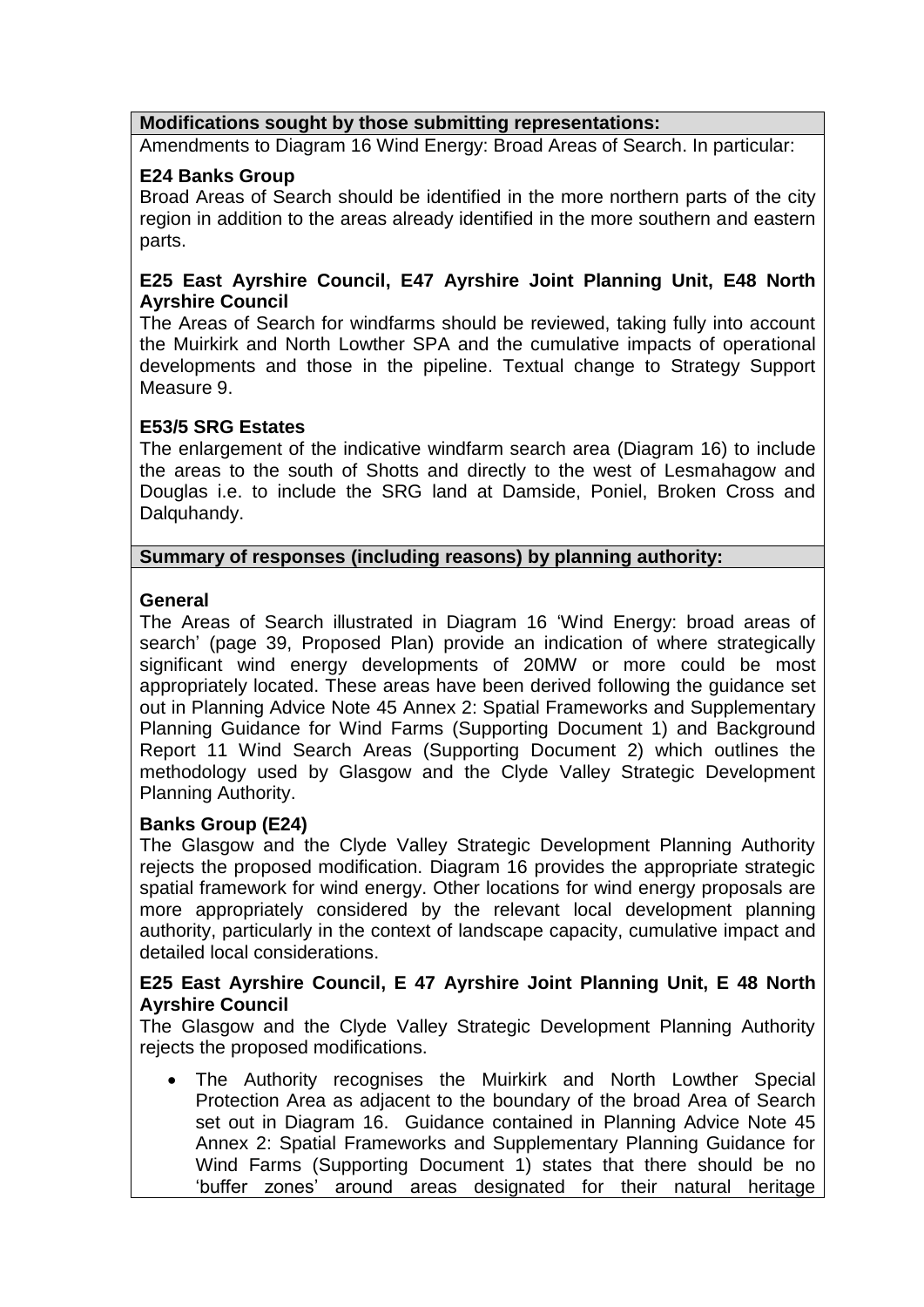**Modifications sought by those submitting representations:**

Amendments to Diagram 16 Wind Energy: Broad Areas of Search. In particular:

**E24 Banks Group**

Broad Areas of Search should be identified in the more northern parts of the city region in addition to the areas already identified in the more southern and eastern parts.

**E25 East Ayrshire Council, E47 Ayrshire Joint Planning Unit, E48 North Ayrshire Council**

The Areas of Search for windfarms should be reviewed, taking fully into account the Muirkirk and North Lowther SPA and the cumulative impacts of operational developments and those in the pipeline. Textual change to Strategy Support Measure 9.

**E53/5 SRG Estates**

The enlargement of the indicative windfarm search area (Diagram 16) to include the areas to the south of Shotts and directly to the west of Lesmahagow and Douglas i.e. to include the SRG land at Damside, Poniel, Broken Cross and Dalquhandy.

**Summary of responses (including reasons) by planning authority:**

**General**

The Areas of Search illustrated in Diagram 16 'Wind Energy: broad areas of search' (page 39, Proposed Plan) provide an indication of where strategically significant wind energy developments of 20MW or more could be most appropriately located. These areas have been derived following the guidance set out in Planning Advice Note 45 Annex 2: Spatial Frameworks and Supplementary Planning Guidance for Wind Farms (Supporting Document 1) and Background Report 11 Wind Search Areas (Supporting Document 2) which outlines the methodology used by Glasgow and the Clyde Valley Strategic Development Planning Authority.

**Banks Group (E24)**

The Glasgow and the Clyde Valley Strategic Development Planning Authority rejects the proposed modification. Diagram 16 provides the appropriate strategic spatial framework for wind energy. Other locations for wind energy proposals are more appropriately considered by the relevant local development planning authority, particularly in the context of landscape capacity, cumulative impact and detailed local considerations.

**E25 East Ayrshire Council, E 47 Ayrshire Joint Planning Unit, E 48 North Ayrshire Council**

The Glasgow and the Clyde Valley Strategic Development Planning Authority rejects the proposed modifications.

- The Authority recognises the Muirkirk and North Lowther Special Protection Area as adjacent to the boundary of the broad Area of Search set out in Diagram 16. Guidance contained in Planning Advice Note 45 Annex 2: Spatial Frameworks and Supplementary Planning Guidance for Wind Farms (Supporting Document 1) states that there should be no 'buffer zones' around areas designated for their natural heritage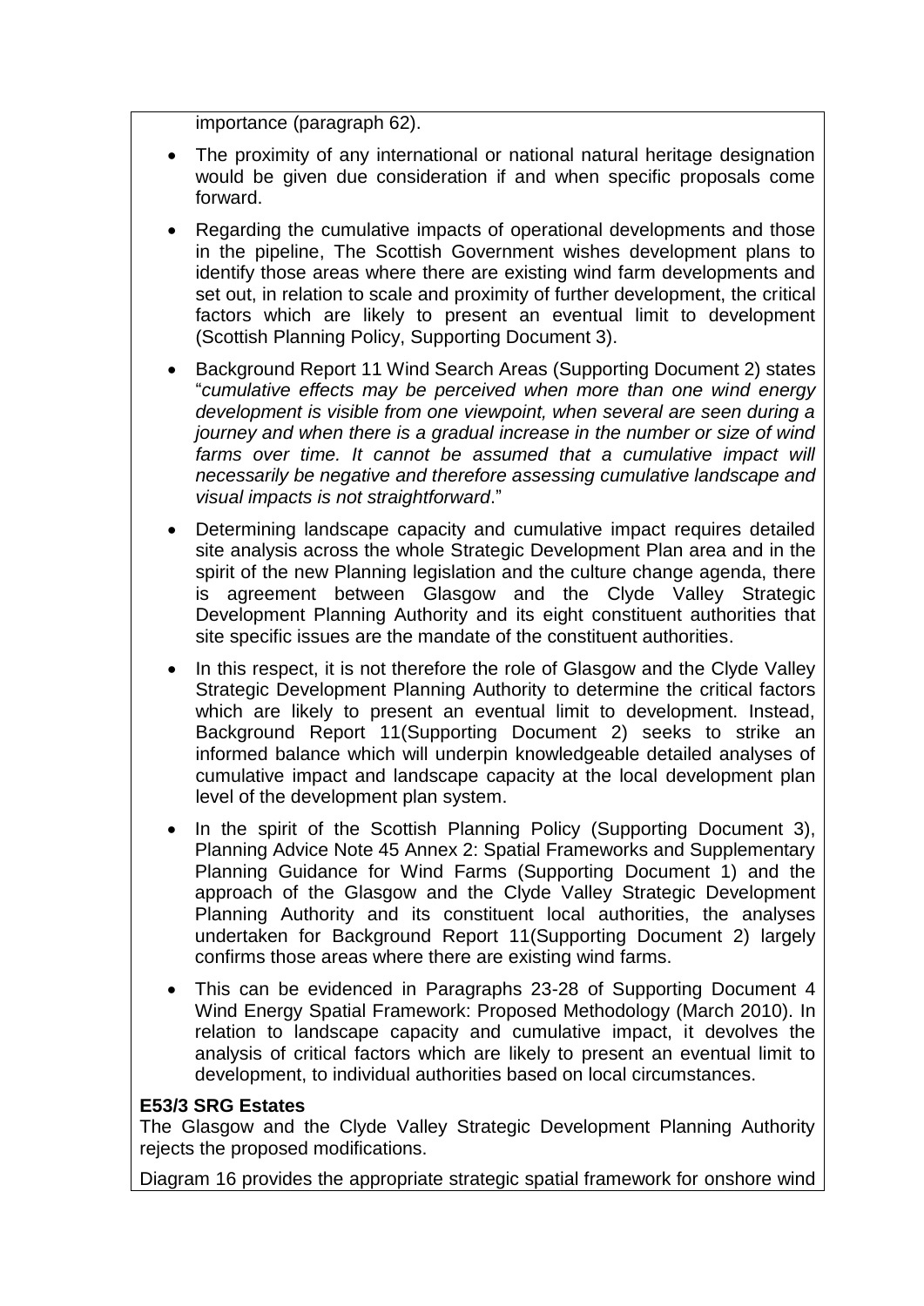importance (paragraph 62).

- The proximity of any international or national natural heritage designation would be given due consideration if and when specific proposals come forward.
- Regarding the cumulative impacts of operational developments and those in the pipeline, The Scottish Government wishes development plans to identify those areas where there are existing wind farm developments and set out, in relation to scale and proximity of further development, the critical factors which are likely to present an eventual limit to development (Scottish Planning Policy, Supporting Document 3).
- Background Report 11 Wind Search Areas (Supporting Document 2) states "*cumulative effects may be perceived when more than one wind energy development is visible from one viewpoint, when several are seen during a journey and when there is a gradual increase in the number or size of wind farms over time. It cannot be assumed that a cumulative impact will necessarily be negative and therefore assessing cumulative landscape and visual impacts is not straightforward*."
- Determining landscape capacity and cumulative impact requires detailed site analysis across the whole Strategic Development Plan area and in the spirit of the new Planning legislation and the culture change agenda, there is agreement between Glasgow and the Clyde Valley Strategic Development Planning Authority and its eight constituent authorities that site specific issues are the mandate of the constituent authorities.
- In this respect, it is not therefore the role of Glasgow and the Clyde Valley Strategic Development Planning Authority to determine the critical factors which are likely to present an eventual limit to development. Instead, Background Report 11(Supporting Document 2) seeks to strike an informed balance which will underpin knowledgeable detailed analyses of cumulative impact and landscape capacity at the local development plan level of the development plan system.
- In the spirit of the Scottish Planning Policy (Supporting Document 3), Planning Advice Note 45 Annex 2: Spatial Frameworks and Supplementary Planning Guidance for Wind Farms (Supporting Document 1) and the approach of the Glasgow and the Clyde Valley Strategic Development Planning Authority and its constituent local authorities, the analyses undertaken for Background Report 11(Supporting Document 2) largely confirms those areas where there are existing wind farms.
- This can be evidenced in Paragraphs 23-28 of Supporting Document 4 Wind Energy Spatial Framework: Proposed Methodology (March 2010). In relation to landscape capacity and cumulative impact, it devolves the analysis of critical factors which are likely to present an eventual limit to development, to individual authorities based on local circumstances.

**E53/3 SRG Estates**

The Glasgow and the Clyde Valley Strategic Development Planning Authority rejects the proposed modifications.

Diagram 16 provides the appropriate strategic spatial framework for onshore wind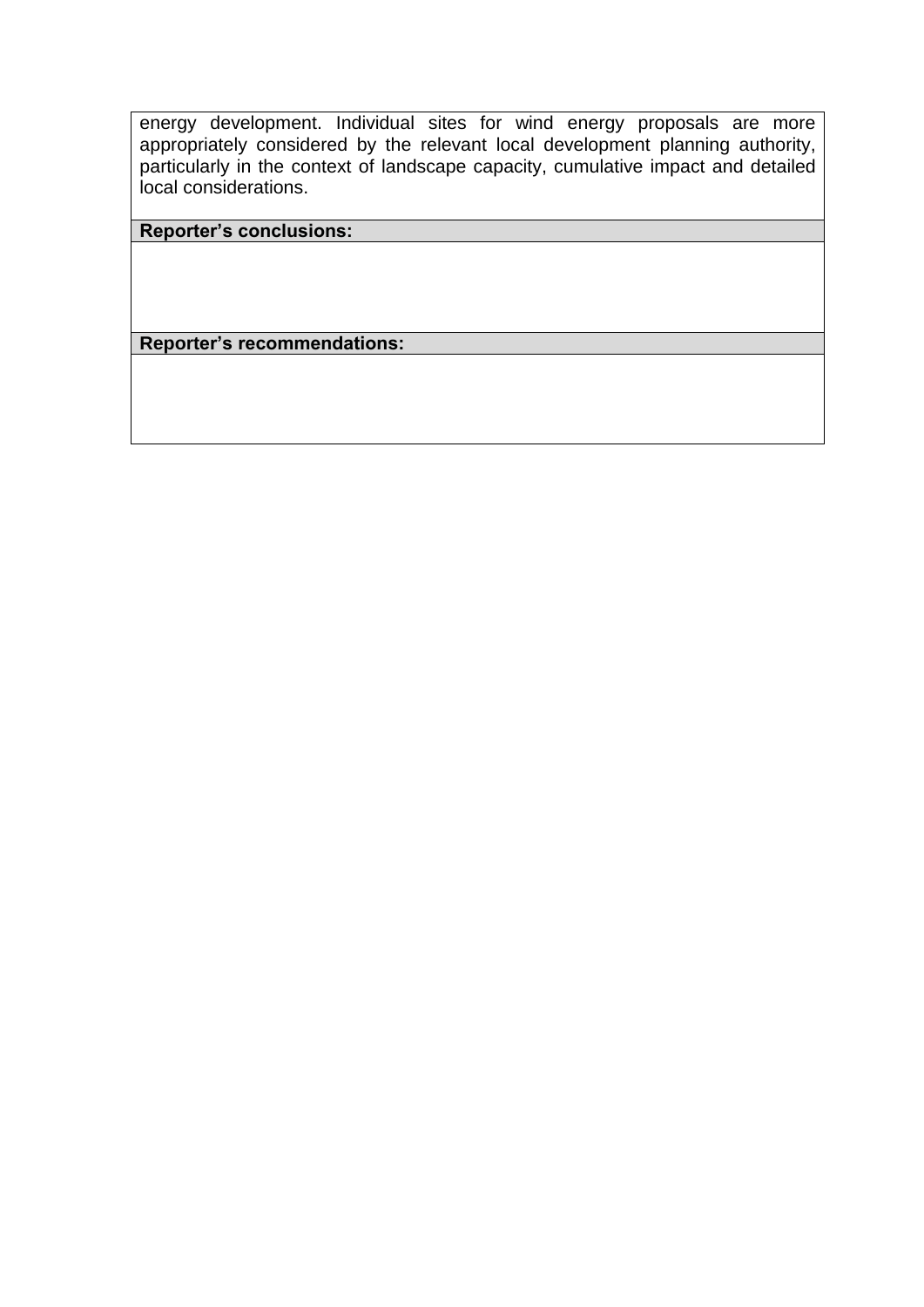energy development. Individual sites for wind energy proposals are more appropriately considered by the relevant local development planning authority, particularly in the context of landscape capacity, cumulative impact and detailed local considerations.

**Reporter's conclusions:**

**Reporter's recommendations:**